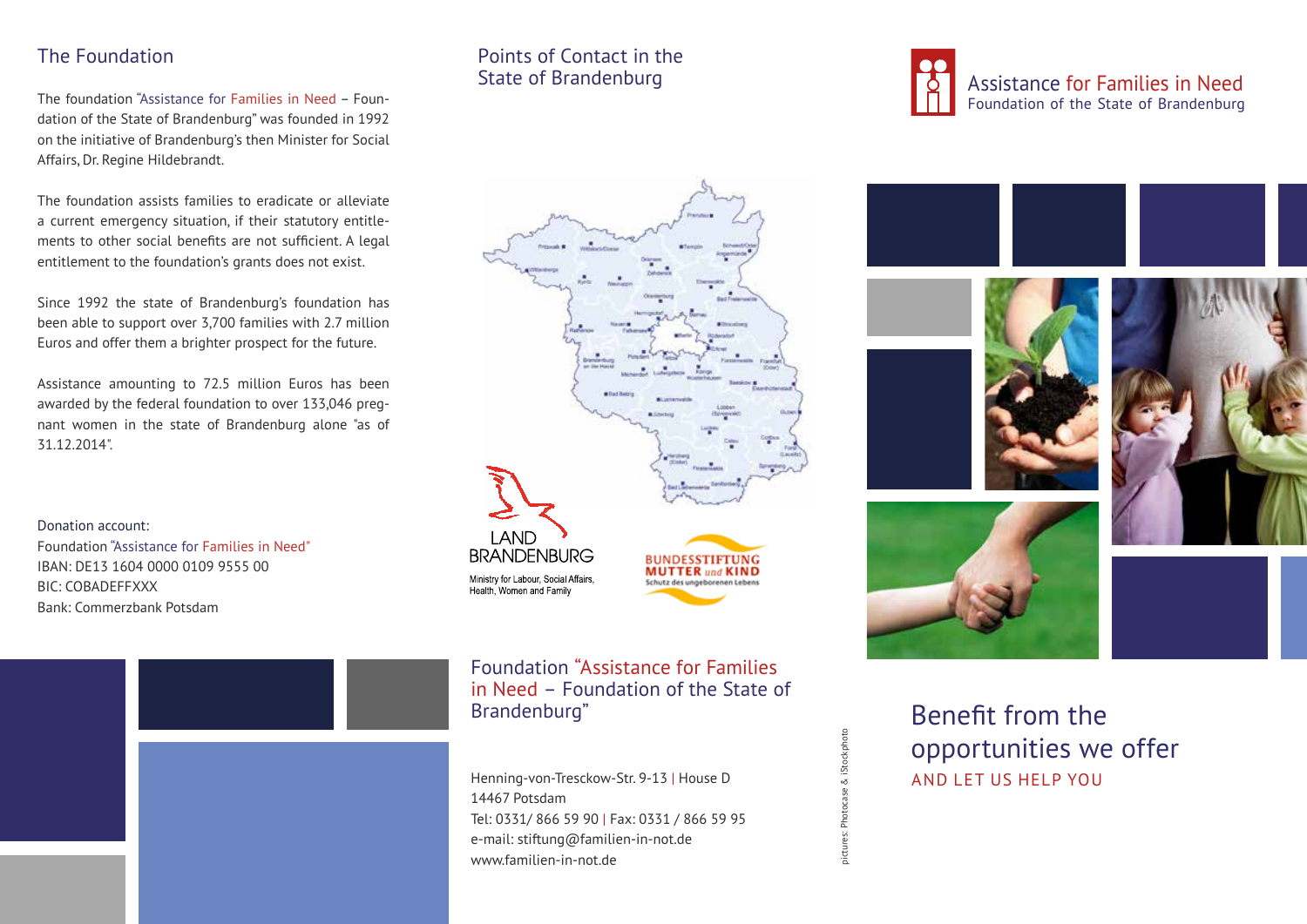## The Foundation

The foundation "Assistance for Families in Need – Foundation of the State of Brandenburg" was founded in 1992 on the initiative of Brandenburg's then Minister for Social Affairs, Dr. Regine Hildebrandt.

The foundation assists families to eradicate or alleviate a current emergency situation, if their statutory entitlements to other social benefits are not sufficient. A legal entitlement to the foundation's grants does not exist.

Since 1992 the state of Brandenburg's foundation has been able to support over 3,700 families with 2.7 million Euros and offer them a brighter prospect for the future.

Assistance amounting to 72.5 million Euros has been awarded by the federal foundation to over 133,046 pregnant women in the state of Brandenburg alone "as of 31.12.2014".

Donation account:
Foundation "Assistance for Families in Need"
IBAN: DE13 1604 0000 0109 9555 00
BIC: COBADEFFXXX
Bank: Commerzbank Potsdam

## Points of Contact in the State of Brandenburg

LAND BRANDENBURG
Ministry for Labour, Social Affairs, Health, Women and Family

BUNDESSTIFTUNG MUTTER und KIND
Schutz des ungeborenen Lebens

## Foundation "Assistance for Families in Need – Foundation of the State of Brandenburg"

Henning-von-Tresckow-Str. 9-13 | House D
14467 Potsdam
Tel: 0331/ 866 59 90 | Fax: 0331 / 866 59 95
e-mail: stiftung@familien-in-not.de
www.familien-in-not.de

pictures: Photocase & iStockphoto

# Assistance for Families in Need
Foundation of the State of Brandenburg

## Benefit from the opportunities we offer
AND LET US HELP YOU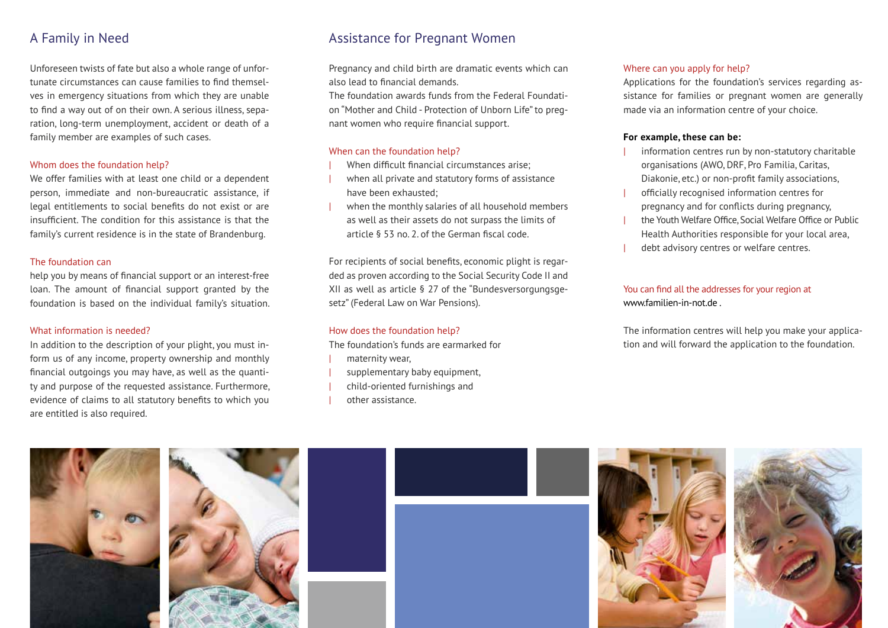## A Family in Need

Unforeseen twists of fate but also a whole range of unfortunate circumstances can cause families to find themselves in emergency situations from which they are unable to find a way out of on their own. A serious illness, separation, long-term unemployment, accident or death of a family member are examples of such cases.

### Whom does the foundation help?

We offer families with at least one child or a dependent person, immediate and non-bureaucratic assistance, if legal entitlements to social benefits do not exist or are insufficient. The condition for this assistance is that the family's current residence is in the state of Brandenburg.

### The foundation can

help you by means of financial support or an interest-free loan. The amount of financial support granted by the foundation is based on the individual family's situation.

### What information is needed?

In addition to the description of your plight, you must inform us of any income, property ownership and monthly financial outgoings you may have, as well as the quantity and purpose of the requested assistance. Furthermore, evidence of claims to all statutory benefits to which you are entitled is also required.

## Assistance for Pregnant Women

Pregnancy and child birth are dramatic events which can also lead to financial demands.
The foundation awards funds from the Federal Foundation "Mother and Child - Protection of Unborn Life" to pregnant women who require financial support.

### When can the foundation help?

- When difficult financial circumstances arise;
- when all private and statutory forms of assistance have been exhausted;
- when the monthly salaries of all household members as well as their assets do not surpass the limits of article § 53 no. 2. of the German fiscal code.

For recipients of social benefits, economic plight is regarded as proven according to the Social Security Code II and XII as well as article § 27 of the "Bundesversorgungsgesetz" (Federal Law on War Pensions).

### How does the foundation help?

The foundation's funds are earmarked for

- maternity wear,
- supplementary baby equipment,
- child-oriented furnishings and
- other assistance.

### Where can you apply for help?

Applications for the foundation's services regarding assistance for families or pregnant women are generally made via an information centre of your choice.

**For example, these can be:**

- information centres run by non-statutory charitable organisations (AWO, DRF, Pro Familia, Caritas, Diakonie, etc.) or non-profit family associations,
- officially recognised information centres for pregnancy and for conflicts during pregnancy,
- the Youth Welfare Office, Social Welfare Office or Public Health Authorities responsible for your local area,
- debt advisory centres or welfare centres.

You can find all the addresses for your region at
www.familien-in-not.de .

The information centres will help you make your application and will forward the application to the foundation.